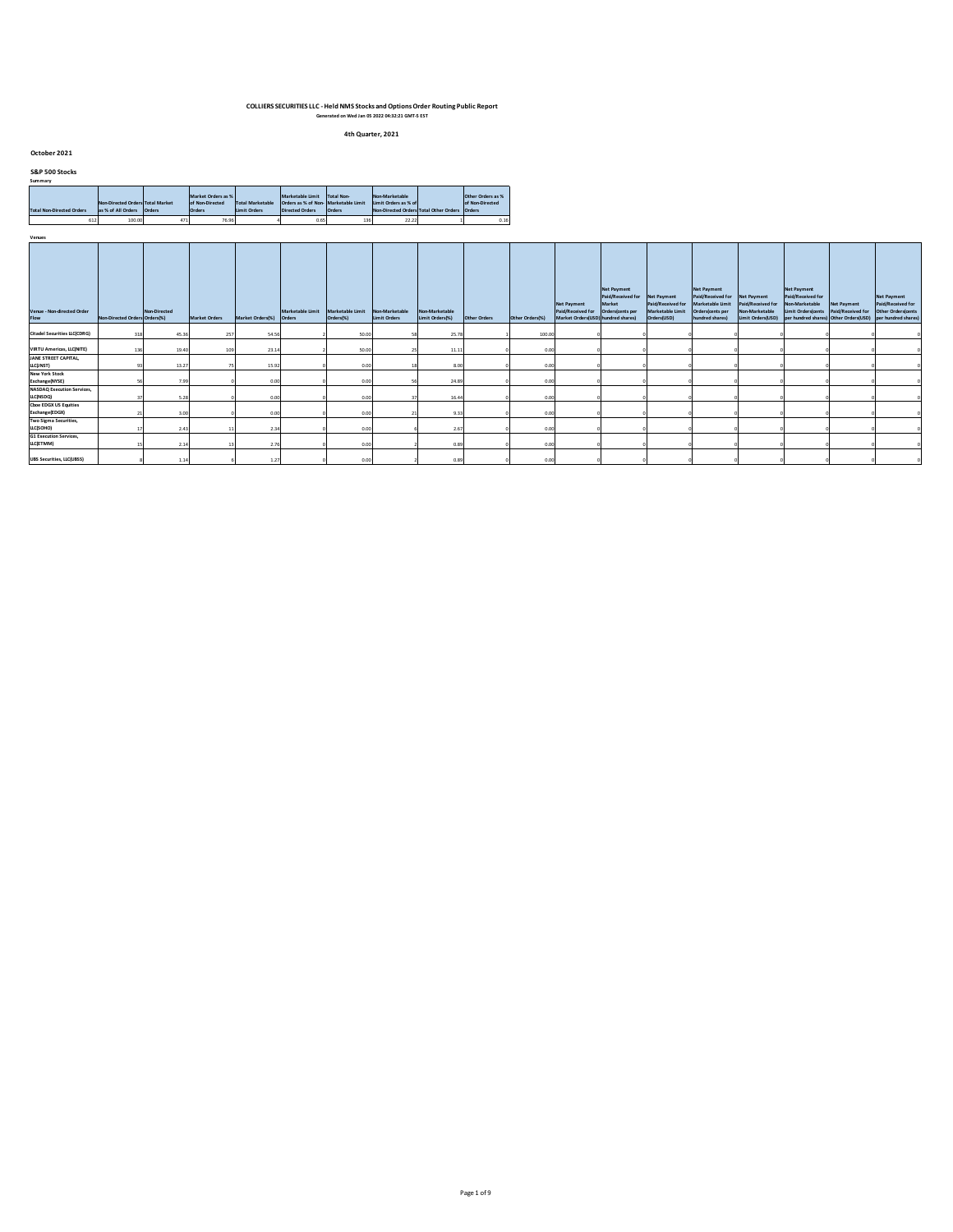# COLLIERS SECURITIES LLC - Held NMS Stocks and Options Order Routing Public Report

Generated on Wed Jan 05 2022 04:32:21 GMT-5 EST

## 4th Quarter, 2021

### October 2021

#### S&P 500 Stocks

Summary

| Total Non-Directed Orders | Non-Directed Orders as % of All Orders | Total Market Orders | Market Orders as % of Non-Directed Orders | Total Marketable Limit Orders | Marketable Limit Orders as % of Non-Directed Orders | Total Non-Marketable Limit Orders | Non-Marketable Limit Orders as % of Non-Directed Orders | Total Other Orders | Other Orders as % of Non-Directed Orders |
|---|---|---|---|---|---|---|---|---|---|
| 612 | 100.00 | 471 | 76.96 | 4 | 0.65 | 136 | 22.22 | 1 | 0.16 |

Venues

| Venue - Non-directed Order Flow | Non-Directed Orders | Non-Directed Orders(%) | Market Orders | Market Orders(%) | Marketable Limit Orders | Marketable Limit Orders(%) | Non-Marketable Limit Orders | Non-Marketable Limit Orders(%) | Other Orders | Other Orders(%) | Net Payment Paid/Received for Market Orders(USD) | Net Payment Paid/Received for Market Orders(cents per hundred shares) | Net Payment Paid/Received for Marketable Limit Orders(USD) | Net Payment Paid/Received for Marketable Limit Orders(cents per hundred shares) | Net Payment Paid/Received for Non-Marketable Limit Orders(USD) | Net Payment Paid/Received for Non-Marketable Limit Orders(cents per hundred shares) | Net Payment Paid/Received for Other Orders(USD) | Net Payment Paid/Received for Other Orders(cents per hundred shares) |
|---|---|---|---|---|---|---|---|---|---|---|---|---|---|---|---|---|---|---|
| Citadel Securities LLC(CDRG) | 318 | 45.36 | 257 | 54.56 | 2 | 50.00 | 58 | 25.78 | 1 | 100.00 | 0 | 0 | 0 | 0 | 0 | 0 | 0 | 0 |
| VIRTU Americas, LLC(NITE) | 136 | 19.40 | 109 | 23.14 | 2 | 50.00 | 25 | 11.11 | 0 | 0.00 | 0 | 0 | 0 | 0 | 0 | 0 | 0 | 0 |
| JANE STREET CAPITAL, LLC(JNST) | 93 | 13.27 | 75 | 15.92 | 0 | 0.00 | 18 | 8.00 | 0 | 0.00 | 0 | 0 | 0 | 0 | 0 | 0 | 0 | 0 |
| New York Stock Exchange(NYSE) | 56 | 7.99 | 0 | 0.00 | 0 | 0.00 | 56 | 24.89 | 0 | 0.00 | 0 | 0 | 0 | 0 | 0 | 0 | 0 | 0 |
| NASDAQ Execution Services, LLC(NSDQ) | 37 | 5.28 | 0 | 0.00 | 0 | 0.00 | 37 | 16.44 | 0 | 0.00 | 0 | 0 | 0 | 0 | 0 | 0 | 0 | 0 |
| Cboe EDGX US Equities Exchange(EDGX) | 21 | 3.00 | 0 | 0.00 | 0 | 0.00 | 21 | 9.33 | 0 | 0.00 | 0 | 0 | 0 | 0 | 0 | 0 | 0 | 0 |
| Two Sigma Securities, LLC(SOHO) | 17 | 2.43 | 11 | 2.34 | 0 | 0.00 | 6 | 2.67 | 0 | 0.00 | 0 | 0 | 0 | 0 | 0 | 0 | 0 | 0 |
| G1 Execution Services, LLC(ETMM) | 15 | 2.14 | 13 | 2.76 | 0 | 0.00 | 2 | 0.89 | 0 | 0.00 | 0 | 0 | 0 | 0 | 0 | 0 | 0 | 0 |
| UBS Securities, LLC(UBSS) | 8 | 1.14 | 6 | 1.27 | 0 | 0.00 | 2 | 0.89 | 0 | 0.00 | 0 | 0 | 0 | 0 | 0 | 0 | 0 | 0 |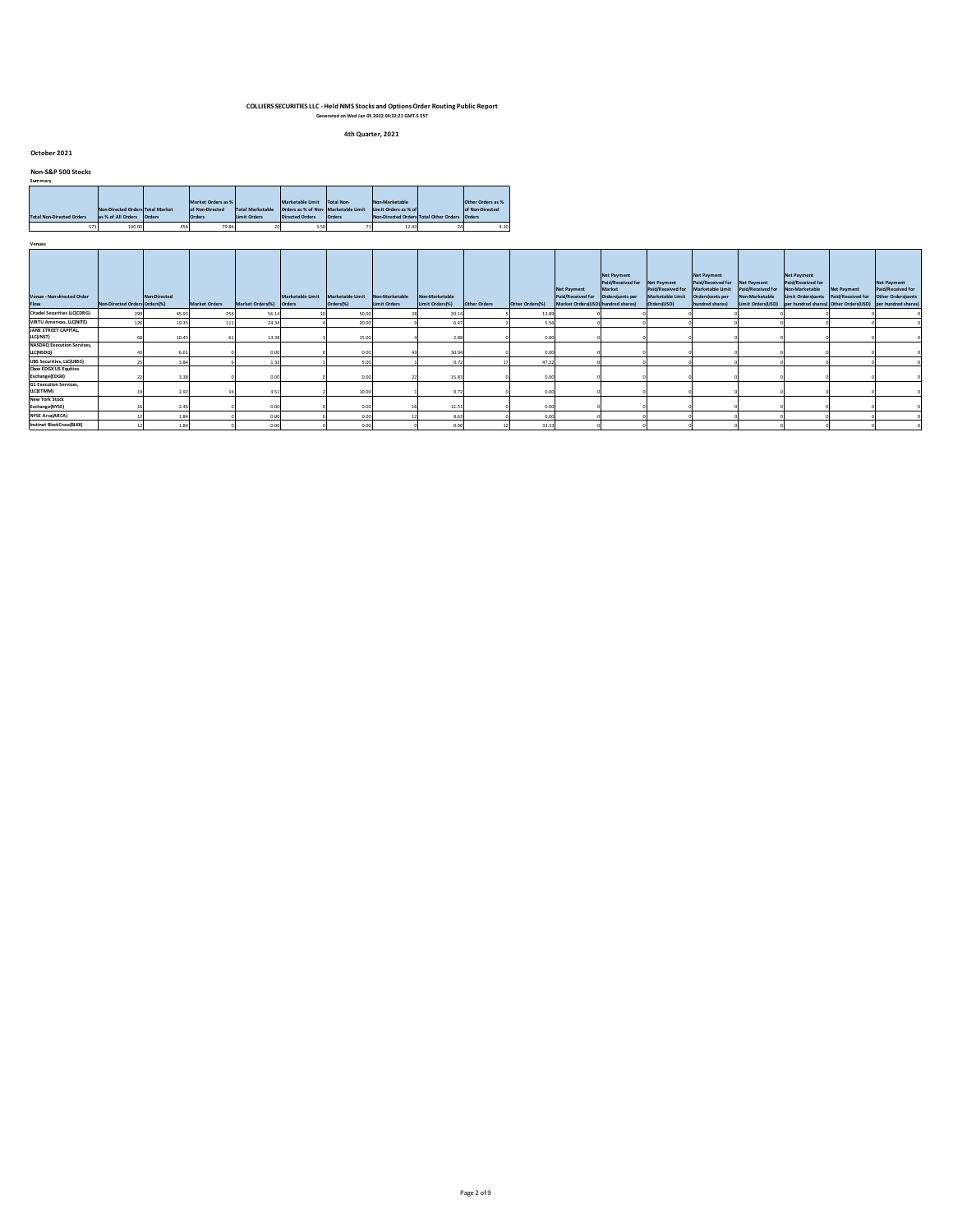# COLLIERS SECURITIES LLC - Held NMS Stocks and Options Order Routing Public Report

Generated on Wed Jan 05 2022 04:32:21 GMT-5 EST

## 4th Quarter, 2021

### October 2021

### Non-S&P 500 Stocks

Summary

| Total Non-Directed Orders | Non-Directed Orders as % of All Orders | Total Market Orders | Market Orders as % of Non-Directed Orders | Total Marketable Limit Orders | Marketable Limit Orders as % of Non-Directed Orders | Total Non-Marketable Limit Orders | Non-Marketable Limit Orders as % of Non-Directed Orders | Total Other Orders | Other Orders as % of Non-Directed Orders |
|---|---|---|---|---|---|---|---|---|---|
| 571 | 100.00 | 456 | 79.86 | 20 | 3.50 | 71 | 12.43 | 24 | 4.20 |

Venues

| Venue - Non-directed Order Flow | Non-Directed Orders | Non-Directed Orders(%) | Market Orders | Market Orders(%) | Marketable Limit Orders | Marketable Limit Orders(%) | Non-Marketable Limit Orders | Non-Marketable Limit Orders(%) | Other Orders | Other Orders(%) | Net Payment Paid/Received for Market Orders(USD) | Net Payment Paid/Received for Market Orders(cents per hundred shares) | Net Payment Paid/Received for Marketable Limit Orders(USD) | Net Payment Paid/Received for Marketable Limit Orders(cents per hundred shares) | Net Payment Paid/Received for Non-Marketable Limit Orders(USD) | Net Payment Paid/Received for Non-Marketable Limit Orders(cents per hundred shares) | Net Payment Paid/Received for Other Orders(USD) | Net Payment Paid/Received for Other Orders(cents per hundred shares) |
|---|---|---|---|---|---|---|---|---|---|---|---|---|---|---|---|---|---|---|
| Citadel Securities LLC(CDRG) | 299 | 45.93 | 256 | 56.14 | 10 | 50.00 | 28 | 20.14 | 5 | 13.89 | 0 | 0 | 0 | 0 | 0 | 0 | 0 | 0 |
| VIRTU Americas, LLC(NITE) | 126 | 19.35 | 111 | 24.34 | 4 | 20.00 | 9 | 6.47 | 2 | 5.56 | 0 | 0 | 0 | 0 | 0 | 0 | 0 | 0 |
| JANE STREET CAPITAL, LLC(JNST) | 68 | 10.45 | 61 | 13.38 | 3 | 15.00 | 4 | 2.88 | 0 | 0.00 | 0 | 0 | 0 | 0 | 0 | 0 | 0 | 0 |
| NASDAQ Execution Services, LLC(NSDQ) | 43 | 6.61 | 0 | 0.00 | 0 | 0.00 | 43 | 30.94 | 0 | 0.00 | 0 | 0 | 0 | 0 | 0 | 0 | 0 | 0 |
| UBS Securities, LLC(UBSS) | 25 | 3.84 | 6 | 1.32 | 1 | 5.00 | 1 | 0.72 | 17 | 47.22 | 0 | 0 | 0 | 0 | 0 | 0 | 0 | 0 |
| Cboe EDGX US Equities Exchange(EDGX) | 22 | 3.38 | 0 | 0.00 | 0 | 0.00 | 22 | 15.83 | 0 | 0.00 | 0 | 0 | 0 | 0 | 0 | 0 | 0 | 0 |
| G1 Execution Services, LLC(ETMM) | 19 | 2.92 | 16 | 3.51 | 2 | 10.00 | 1 | 0.72 | 0 | 0.00 | 0 | 0 | 0 | 0 | 0 | 0 | 0 | 0 |
| New York Stock Exchange(NYSE) | 16 | 2.46 | 0 | 0.00 | 0 | 0.00 | 16 | 11.51 | 0 | 0.00 | 0 | 0 | 0 | 0 | 0 | 0 | 0 | 0 |
| NYSE Arca(ARCA) | 12 | 1.84 | 0 | 0.00 | 0 | 0.00 | 12 | 8.63 | 0 | 0.00 | 0 | 0 | 0 | 0 | 0 | 0 | 0 | 0 |
| Instinet BlockCross(BLKX) | 12 | 1.84 | 0 | 0.00 | 0 | 0.00 | 0 | 0.00 | 12 | 33.33 | 0 | 0 | 0 | 0 | 0 | 0 | 0 | 0 |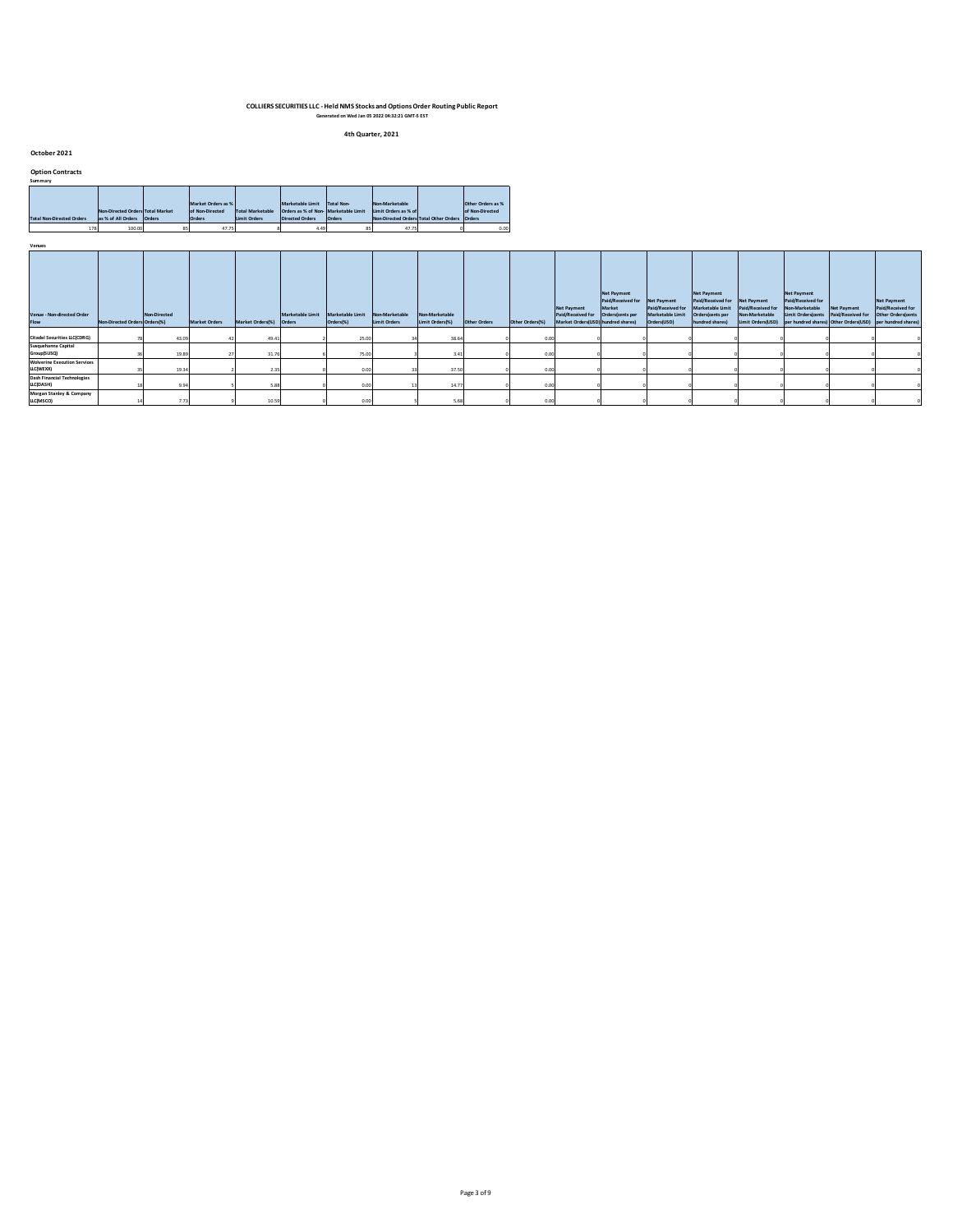# COLLIERS SECURITIES LLC - Held NMS Stocks and Options Order Routing Public Report

Generated on Wed Jan 05 2022 04:32:21 GMT-5 EST

### 4th Quarter, 2021

## October 2021

### Option Contracts

**Summary**

| Total Non-Directed Orders | Non-Directed Orders as % of All Orders | Total Market Orders | Market Orders as % of Non-Directed Orders | Total Marketable Limit Orders | Marketable Limit Orders as % of Non-Directed Orders | Total Non-Marketable Limit Orders | Non-Marketable Limit Orders as % of Non-Directed Orders | Total Other Orders | Other Orders as % of Non-Directed Orders |
|---|---|---|---|---|---|---|---|---|---|
| 178 | 100.00 | 85 | 47.75 | 8 | 4.49 | 85 | 47.75 | 0 | 0.00 |

**Venues**

| Venue - Non-directed Order Flow | Non-Directed Orders | Non-Directed Orders(%) | Market Orders | Market Orders(%) | Marketable Limit Orders | Marketable Limit Orders(%) | Non-Marketable Limit Orders | Non-Marketable Limit Orders(%) | Other Orders | Other Orders(%) | Net Payment Paid/Received for Market Orders(USD) | Net Payment Paid/Received for Market Orders(cents per hundred shares) | Net Payment Paid/Received for Marketable Limit Orders(USD) | Net Payment Paid/Received for Marketable Limit Orders(cents per hundred shares) | Net Payment Paid/Received for Non-Marketable Limit Orders(USD) | Net Payment Paid/Received for Non-Marketable Limit Orders(cents per hundred shares) | Net Payment Paid/Received for Other Orders(USD) | Net Payment Paid/Received for Other Orders(cents per hundred shares) |
|---|---|---|---|---|---|---|---|---|---|---|---|---|---|---|---|---|---|---|
| Citadel Securities LLC(CDRG) | 78 | 43.09 | 42 | 49.41 | 2 | 25.00 | 34 | 38.64 | 0 | 0.00 | 0 | 0 | 0 | 0 | 0 | 0 | 0 | 0 |
| Susquehanna Capital Group(SUSQ) | 36 | 19.89 | 27 | 31.76 | 6 | 75.00 | 3 | 3.41 | 0 | 0.00 | 0 | 0 | 0 | 0 | 0 | 0 | 0 | 0 |
| Wolverine Execution Services LLC(WEXX) | 35 | 19.34 | 2 | 2.35 | 0 | 0.00 | 33 | 37.50 | 0 | 0.00 | 0 | 0 | 0 | 0 | 0 | 0 | 0 | 0 |
| Dash Financial Technologies LLC(DASH) | 18 | 9.94 | 5 | 5.88 | 0 | 0.00 | 13 | 14.77 | 0 | 0.00 | 0 | 0 | 0 | 0 | 0 | 0 | 0 | 0 |
| Morgan Stanley & Company LLC(MSCO) | 14 | 7.73 | 9 | 10.59 | 0 | 0.00 | 5 | 5.68 | 0 | 0.00 | 0 | 0 | 0 | 0 | 0 | 0 | 0 | 0 |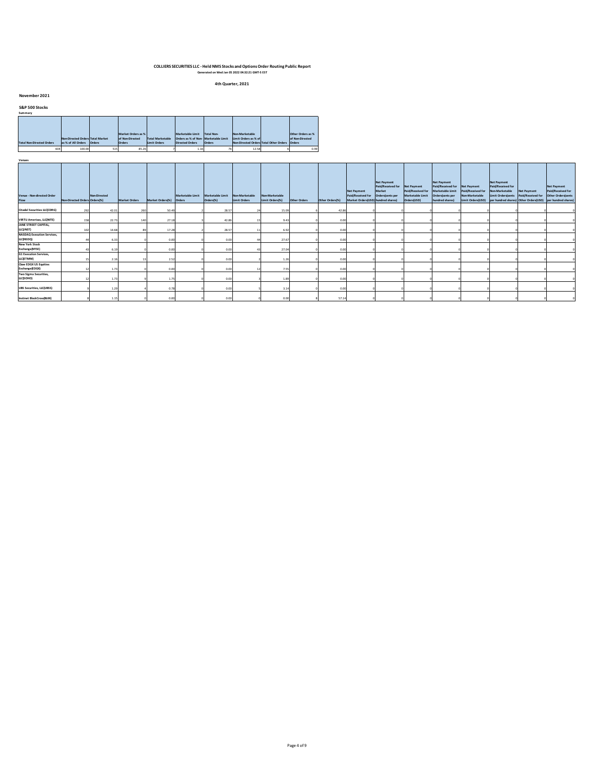**COLLIERS SECURITIES LLC - Held NMS Stocks and Options Order Routing Public Report**
**Generated on Wed Jan 05 2022 04:32:21 GMT-5 EST**

**4th Quarter, 2021**

## November 2021

### S&P 500 Stocks

Summary

| Total Non-Directed Orders | Non-Directed Orders as % of All Orders | Total Market Orders | Market Orders as % of Non-Directed Orders | Total Marketable Limit Orders | Marketable Limit Orders as % of Non-Directed Orders | Total Non-Marketable Limit Orders | Non-Marketable Limit Orders as % of Non-Directed Orders | Total Other Orders | Other Orders as % of Non-Directed Orders |
|---|---|---|---|---|---|---|---|---|---|
| 604 | 100.00 | 515 | 85.26 | 7 | 1.16 | 76 | 12.58 | 6 | 0.99 |

Venues

| Venue - Non-directed Order Flow | Non-Directed Orders | Non-Directed Orders(%) | Market Orders | Market Orders(%) | Marketable Limit Orders | Marketable Limit Orders(%) | Non-Marketable Limit Orders | Non-Marketable Limit Orders(%) | Other Orders | Other Orders(%) | Net Payment Paid/Received for Market Orders(USD) | Net Payment Paid/Received for Market Orders(cents per hundred shares) | Net Payment Paid/Received for Marketable Limit Orders(USD) | Net Payment Paid/Received for Marketable Limit Orders(cents per hundred shares) | Net Payment Paid/Received for Non-Marketable Limit Orders(USD) | Net Payment Paid/Received for Non-Marketable Limit Orders(cents per hundred shares) | Net Payment Paid/Received for Other Orders(USD) | Net Payment Paid/Received for Other Orders(cents per hundred shares) |
|---|---|---|---|---|---|---|---|---|---|---|---|---|---|---|---|---|---|---|
| Citadel Securities LLC(CDRG) | 292 | 42.01 | 260 | 50.49 | 2 | 28.57 | 24 | 15.09 | 6 | 42.86 | 0 | 0 | 0 | 0 | 0 | 0 | 0 | 0 |
| VIRTU Americas, LLC(NITE) | 158 | 22.73 | 140 | 27.18 | 3 | 42.86 | 15 | 9.43 | 0 | 0.00 | 0 | 0 | 0 | 0 | 0 | 0 | 0 | 0 |
| JANE STREET CAPITAL, LLC(JNST) | 102 | 14.68 | 89 | 17.28 | 2 | 28.57 | 11 | 6.92 | 0 | 0.00 | 0 | 0 | 0 | 0 | 0 | 0 | 0 | 0 |
| NASDAQ Execution Services, LLC(NSDQ) | 44 | 6.33 | 0 | 0.00 | 0 | 0.00 | 44 | 27.67 | 0 | 0.00 | 0 | 0 | 0 | 0 | 0 | 0 | 0 | 0 |
| New York Stock Exchange(NYSE) | 43 | 6.19 | 0 | 0.00 | 0 | 0.00 | 43 | 27.04 | 0 | 0.00 | 0 | 0 | 0 | 0 | 0 | 0 | 0 | 0 |
| G1 Execution Services, LLC(ETMM) | 15 | 2.16 | 13 | 2.52 | 0 | 0.00 | 2 | 1.26 | 0 | 0.00 | 0 | 0 | 0 | 0 | 0 | 0 | 0 | 0 |
| Cboe EDGX US Equities Exchange(EDGX) | 12 | 1.73 | 0 | 0.00 | 0 | 0.00 | 12 | 7.55 | 0 | 0.00 | 0 | 0 | 0 | 0 | 0 | 0 | 0 | 0 |
| Two Sigma Securities, LLC(SOHO) | 12 | 1.73 | 9 | 1.75 | 0 | 0.00 | 3 | 1.89 | 0 | 0.00 | 0 | 0 | 0 | 0 | 0 | 0 | 0 | 0 |
| UBS Securities, LLC(UBSS) | 9 | 1.29 | 4 | 0.78 | 0 | 0.00 | 5 | 3.14 | 0 | 0.00 | 0 | 0 | 0 | 0 | 0 | 0 | 0 | 0 |
| Instinet BlockCross(BLKX) | 8 | 1.15 | 0 | 0.00 | 0 | 0.00 | 0 | 0.00 | 8 | 57.14 | 0 | 0 | 0 | 0 | 0 | 0 | 0 | 0 |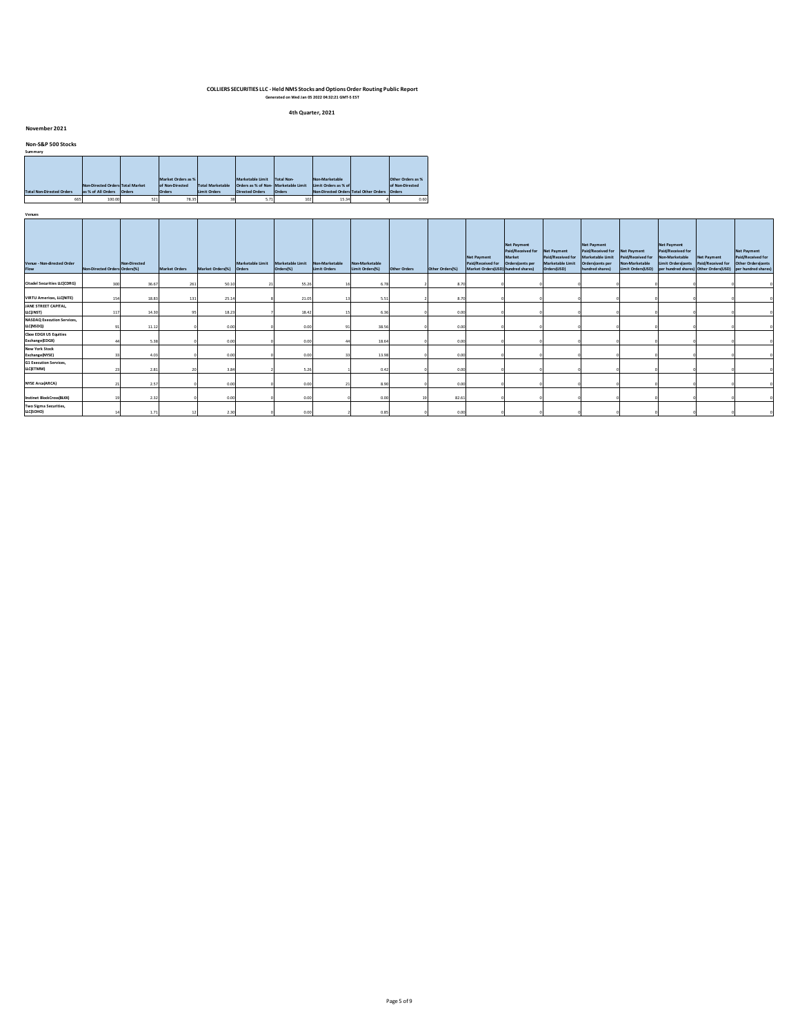# COLLIERS SECURITIES LLC - Held NMS Stocks and Options Order Routing Public Report

Generated on Wed Jan 05 2022 04:32:21 GMT-5 EST

## 4th Quarter, 2021

### November 2021

### Non-S&P 500 Stocks

**Summary**

| Total Non-Directed Orders | Non-Directed Orders as % of All Orders | Total Market Orders | Market Orders as % of Non-Directed Orders | Total Marketable Limit Orders | Marketable Limit Orders as % of Non-Directed Orders | Total Non-Marketable Limit Orders | Non-Marketable Limit Orders as % of Non-Directed Orders | Total Other Orders | Other Orders as % of Non-Directed Orders |
|---|---|---|---|---|---|---|---|---|---|
| 665 | 100.00 | 521 | 78.35 | 38 | 5.71 | 102 | 15.34 | 4 | 0.60 |

**Venues**

| Venue - Non-directed Order Flow | Non-Directed Orders | Non-Directed Orders(%) | Market Orders | Market Orders(%) | Marketable Limit Orders | Marketable Limit Orders(%) | Non-Marketable Limit Orders | Non-Marketable Limit Orders(%) | Other Orders | Other Orders(%) | Net Payment Paid/Received for Market Orders(USD) | Net Payment Paid/Received for Market Orders(cents per hundred shares) | Net Payment Paid/Received for Marketable Limit Orders(USD) | Net Payment Paid/Received for Marketable Limit Orders(cents per hundred shares) | Net Payment Paid/Received for Non-Marketable Limit Orders(USD) | Net Payment Paid/Received for Non-Marketable Limit Orders(cents per hundred shares) | Net Payment Paid/Received for Other Orders(USD) | Net Payment Paid/Received for Other Orders(cents per hundred shares) |
|---|---|---|---|---|---|---|---|---|---|---|---|---|---|---|---|---|---|---|
| Citadel Securities LLC(CDRG) | 300 | 36.67 | 261 | 50.10 | 21 | 55.26 | 16 | 6.78 | 2 | 8.70 | 0 | 0 | 0 | 0 | 0 | 0 | 0 | 0 |
| VIRTU Americas, LLC(NITE) | 154 | 18.83 | 131 | 25.14 | 8 | 21.05 | 13 | 5.51 | 2 | 8.70 | 0 | 0 | 0 | 0 | 0 | 0 | 0 | 0 |
| JANE STREET CAPITAL, LLC(JNST) | 117 | 14.30 | 95 | 18.23 | 7 | 18.42 | 15 | 6.36 | 0 | 0.00 | 0 | 0 | 0 | 0 | 0 | 0 | 0 | 0 |
| NASDAQ Execution Services, LLC(NSDQ) | 91 | 11.12 | 0 | 0.00 | 0 | 0.00 | 91 | 38.56 | 0 | 0.00 | 0 | 0 | 0 | 0 | 0 | 0 | 0 | 0 |
| Cboe EDGX US Equities Exchange(EDGX) | 44 | 5.38 | 0 | 0.00 | 0 | 0.00 | 44 | 18.64 | 0 | 0.00 | 0 | 0 | 0 | 0 | 0 | 0 | 0 | 0 |
| New York Stock Exchange(NYSE) | 33 | 4.03 | 0 | 0.00 | 0 | 0.00 | 33 | 13.98 | 0 | 0.00 | 0 | 0 | 0 | 0 | 0 | 0 | 0 | 0 |
| G1 Execution Services, LLC(ETMM) | 23 | 2.81 | 20 | 3.84 | 2 | 5.26 | 1 | 0.42 | 0 | 0.00 | 0 | 0 | 0 | 0 | 0 | 0 | 0 | 0 |
| NYSE Arca(ARCA) | 21 | 2.57 | 0 | 0.00 | 0 | 0.00 | 21 | 8.90 | 0 | 0.00 | 0 | 0 | 0 | 0 | 0 | 0 | 0 | 0 |
| Instinet BlockCross(BLKX) | 19 | 2.32 | 0 | 0.00 | 0 | 0.00 | 0 | 0.00 | 19 | 82.61 | 0 | 0 | 0 | 0 | 0 | 0 | 0 | 0 |
| Two Sigma Securities, LLC(SOHO) | 14 | 1.71 | 12 | 2.30 | 0 | 0.00 | 2 | 0.85 | 0 | 0.00 | 0 | 0 | 0 | 0 | 0 | 0 | 0 | 0 |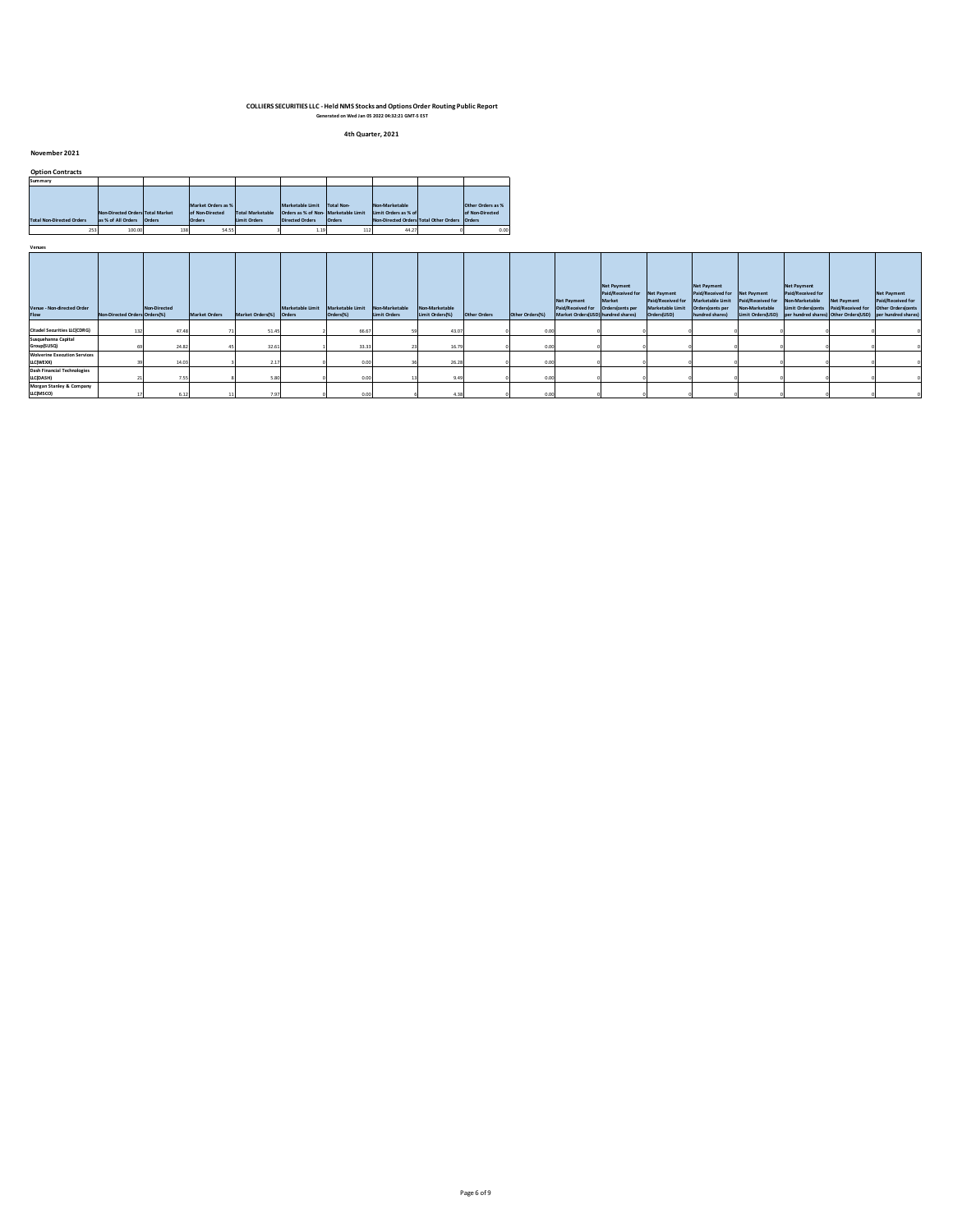# COLLIERS SECURITIES LLC - Held NMS Stocks and Options Order Routing Public Report

Generated on Wed Jan 05 2022 04:32:21 GMT-5 EST

## 4th Quarter, 2021

### November 2021

#### Option Contracts

**Summary**

| Total Non-Directed Orders | Non-Directed Orders as % of All Orders | Total Market Orders | Market Orders as % of Non-Directed Orders | Total Marketable Limit Orders | Marketable Limit Orders as % of Non-Directed Orders | Total Non-Marketable Limit Orders | Non-Marketable Limit Orders as % of Non-Directed Orders | Total Other Orders | Other Orders as % of Non-Directed Orders |
|---|---|---|---|---|---|---|---|---|---|
| 253 | 100.00 | 138 | 54.55 | 3 | 1.19 | 112 | 44.27 | 0 | 0.00 |

**Venues**

| Venue - Non-directed Order Flow | Non-Directed Orders | Non-Directed Orders(%) | Market Orders | Market Orders(%) | Marketable Limit Orders | Marketable Limit Orders(%) | Non-Marketable Limit Orders | Non-Marketable Limit Orders(%) | Other Orders | Other Orders(%) | Net Payment Paid/Received for Market Orders(USD) | Net Payment Paid/Received for Market Orders(cents per hundred shares) | Net Payment Paid/Received for Marketable Limit Orders(USD) | Net Payment Paid/Received for Marketable Limit Orders(cents per hundred shares) | Net Payment Paid/Received for Non-Marketable Limit Orders(USD) | Net Payment Paid/Received for Non-Marketable Limit Orders(cents per hundred shares) | Net Payment Paid/Received for Other Orders(USD) | Net Payment Paid/Received for Other Orders(cents per hundred shares) |
|---|---|---|---|---|---|---|---|---|---|---|---|---|---|---|---|---|---|---|
| Citadel Securities LLC(CDRG) | 132 | 47.48 | 71 | 51.45 | 2 | 66.67 | 59 | 43.07 | 0 | 0.00 | 0 | 0 | 0 | 0 | 0 | 0 | 0 | 0 |
| Susquehanna Capital Group(SUSQ) | 69 | 24.82 | 45 | 32.61 | 1 | 33.33 | 23 | 16.79 | 0 | 0.00 | 0 | 0 | 0 | 0 | 0 | 0 | 0 | 0 |
| Wolverine Execution Services LLC(WEXX) | 39 | 14.03 | 3 | 2.17 | 0 | 0.00 | 36 | 26.28 | 0 | 0.00 | 0 | 0 | 0 | 0 | 0 | 0 | 0 | 0 |
| Dash Financial Technologies LLC(DASH) | 21 | 7.55 | 8 | 5.80 | 0 | 0.00 | 13 | 9.49 | 0 | 0.00 | 0 | 0 | 0 | 0 | 0 | 0 | 0 | 0 |
| Morgan Stanley & Company LLC(MSCO) | 17 | 6.12 | 11 | 7.97 | 0 | 0.00 | 6 | 4.38 | 0 | 0.00 | 0 | 0 | 0 | 0 | 0 | 0 | 0 | 0 |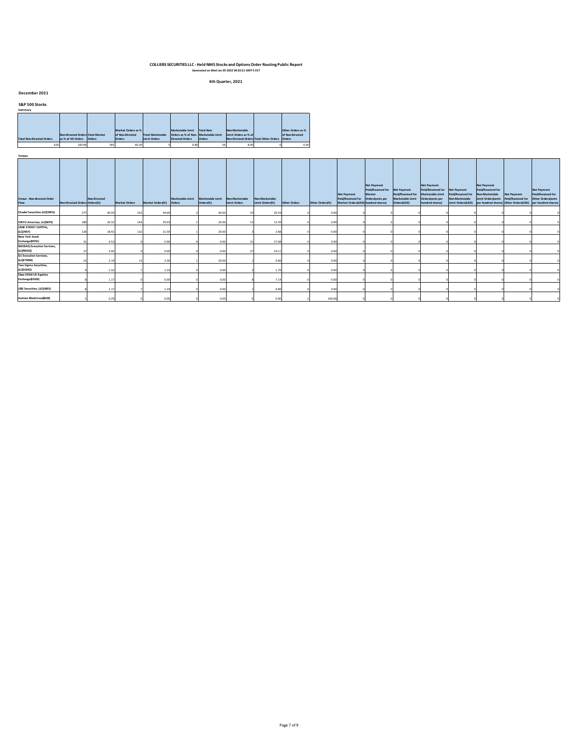# COLLIERS SECURITIES LLC - Held NMS Stocks and Options Order Routing Public Report

Generated on Wed Jan 05 2022 04:32:21 GMT-5 EST

## 4th Quarter, 2021

### December 2021

#### S&P 500 Stocks

**Summary**

| Total Non-Directed Orders | Non-Directed Orders as % of All Orders | Total Market Orders | Market Orders as % of Non-Directed Orders | Total Marketable Limit Orders | Marketable Limit Orders as % of Non-Directed Orders | Total Non-Marketable Limit Orders | Non-Marketable Limit Orders as % of Non-Directed Orders | Total Other Orders | Other Orders as % of Non-Directed Orders |
|---|---|---|---|---|---|---|---|---|---|
| 626 | 100.00 | 565 | 90.26 | 5 | 0.80 | 56 | 8.95 | 0 | 0.00 |

**Venues**

| Venue - Non-directed Order Flow | Non-Directed Orders | Non-Directed Orders(%) | Market Orders | Market Orders(%) | Marketable Limit Orders | Marketable Limit Orders(%) | Non-Marketable Limit Orders | Non-Marketable Limit Orders(%) | Other Orders | Other Orders(%) | Net Payment Paid/Received for Market Orders(USD) | Net Payment Paid/Received for Market Orders(cents per hundred shares) | Net Payment Paid/Received for Marketable Limit Orders(USD) | Net Payment Paid/Received for Marketable Limit Orders(cents per hundred shares) | Net Payment Paid/Received for Non-Marketable Limit Orders(USD) | Net Payment Paid/Received for Non-Marketable Limit Orders(cents per hundred shares) | Net Payment Paid/Received for Other Orders(USD) | Net Payment Paid/Received for Other Orders(cents per hundred shares) |
|---|---|---|---|---|---|---|---|---|---|---|---|---|---|---|---|---|---|---|
| Citadel Securities LLC(CDRG) | 277 | 40.50 | 252 | 44.60 | 2 | 40.00 | 23 | 20.54 | 0 | 0.00 | 0 | 0 | 0 | 0 | 0 | 0 | 0 | 0 |
| VIRTU Americas, LLC(NITE) | 180 | 26.32 | 164 | 29.03 | 1 | 20.00 | 15 | 13.39 | 0 | 0.00 | 0 | 0 | 0 | 0 | 0 | 0 | 0 | 0 |
| JANE STREET CAPITAL, LLC(JNST) | 126 | 18.42 | 122 | 21.59 | 1 | 20.00 | 3 | 2.68 | 0 | 0.00 | 0 | 0 | 0 | 0 | 0 | 0 | 0 | 0 |
| New York Stock Exchange(NYSE) | 31 | 4.53 | 0 | 0.00 | 0 | 0.00 | 31 | 27.68 | 0 | 0.00 | 0 | 0 | 0 | 0 | 0 | 0 | 0 | 0 |
| NASDAQ Execution Services, LLC(NSDQ) | 27 | 3.95 | 0 | 0.00 | 0 | 0.00 | 27 | 24.11 | 0 | 0.00 | 0 | 0 | 0 | 0 | 0 | 0 | 0 | 0 |
| G1 Execution Services, LLC(ETMM) | 15 | 2.19 | 13 | 2.30 | 1 | 20.00 | 1 | 0.89 | 0 | 0.00 | 0 | 0 | 0 | 0 | 0 | 0 | 0 | 0 |
| Two Sigma Securities, LLC(SOHO) | 9 | 1.32 | 7 | 1.24 | 0 | 0.00 | 2 | 1.79 | 0 | 0.00 | 0 | 0 | 0 | 0 | 0 | 0 | 0 | 0 |
| Cboe EDGX US Equities Exchange(EDGX) | 8 | 1.17 | 0 | 0.00 | 0 | 0.00 | 8 | 7.14 | 0 | 0.00 | 0 | 0 | 0 | 0 | 0 | 0 | 0 | 0 |
| UBS Securities, LLC(UBSS) | 8 | 1.17 | 7 | 1.24 | 0 | 0.00 | 1 | 0.89 | 0 | 0.00 | 0 | 0 | 0 | 0 | 0 | 0 | 0 | 0 |
| Instinet BlockCross(BLKX) | 2 | 0.29 | 0 | 0.00 | 0 | 0.00 | 0 | 0.00 | 2 | 100.00 | 0 | 0 | 0 | 0 | 0 | 0 | 0 | 0 |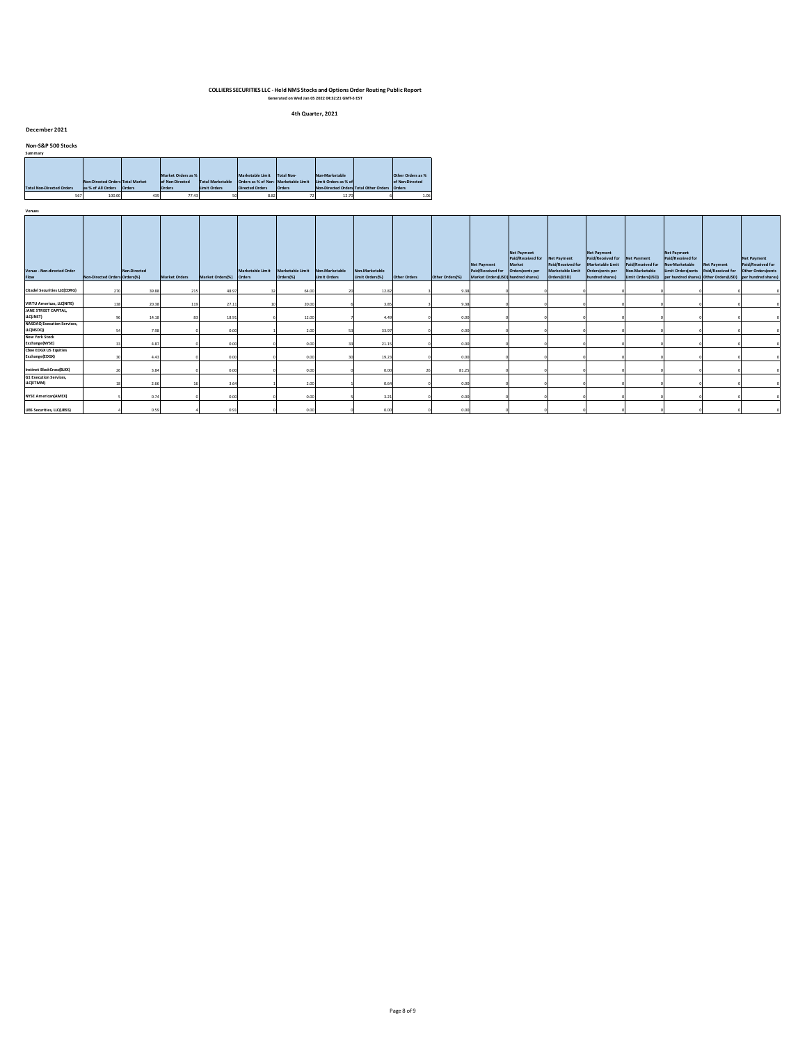# COLLIERS SECURITIES LLC - Held NMS Stocks and Options Order Routing Public Report

Generated on Wed Jan 05 2022 04:32:21 GMT-5 EST

## 4th Quarter, 2021

### December 2021

### Non-S&P 500 Stocks

Summary

| Total Non-Directed Orders | Non-Directed Orders as % of All Orders | Total Market Orders | Market Orders as % of Non-Directed Orders | Total Marketable Limit Orders | Marketable Limit Orders as % of Non-Directed Orders | Total Non-Marketable Limit Orders | Non-Marketable Limit Orders as % of Non-Directed Orders | Total Other Orders | Other Orders as % of Non-Directed Orders |
|---|---|---|---|---|---|---|---|---|---|
| 567 | 100.00 | 439 | 77.43 | 50 | 8.82 | 72 | 12.70 | 6 | 1.06 |

Venues

| Venue - Non-directed Order Flow | Non-Directed Orders | Non-Directed Orders(%) | Market Orders | Market Orders(%) | Marketable Limit Orders | Marketable Limit Orders(%) | Non-Marketable Limit Orders | Non-Marketable Limit Orders(%) | Other Orders | Other Orders(%) | Net Payment Paid/Received for Market Orders(USD) | Net Payment Paid/Received for Market Orders(cents per hundred shares) | Net Payment Paid/Received for Marketable Limit Orders(USD) | Net Payment Paid/Received for Marketable Limit Orders(cents per hundred shares) | Net Payment Paid/Received for Non-Marketable Limit Orders(USD) | Net Payment Paid/Received for Non-Marketable Limit Orders(cents per hundred shares) | Net Payment Paid/Received for Other Orders(USD) | Net Payment Paid/Received for Other Orders(cents per hundred shares) |
|---|---|---|---|---|---|---|---|---|---|---|---|---|---|---|---|---|---|---|
| Citadel Securities LLC(CDRG) | 270 | 39.88 | 215 | 48.97 | 32 | 64.00 | 20 | 12.82 | 3 | 9.38 | 0 | 0 | 0 | 0 | 0 | 0 | 0 | 0 |
| VIRTU Americas, LLC(NITE) | 138 | 20.38 | 119 | 27.11 | 10 | 20.00 | 6 | 3.85 | 3 | 9.38 | 0 | 0 | 0 | 0 | 0 | 0 | 0 | 0 |
| JANE STREET CAPITAL, LLC(JNST) | 96 | 14.18 | 83 | 18.91 | 6 | 12.00 | 7 | 4.49 | 0 | 0.00 | 0 | 0 | 0 | 0 | 0 | 0 | 0 | 0 |
| NASDAQ Execution Services, LLC(NSDQ) | 54 | 7.98 | 0 | 0.00 | 1 | 2.00 | 53 | 33.97 | 0 | 0.00 | 0 | 0 | 0 | 0 | 0 | 0 | 0 | 0 |
| New York Stock Exchange(NYSE) | 33 | 4.87 | 0 | 0.00 | 0 | 0.00 | 33 | 21.15 | 0 | 0.00 | 0 | 0 | 0 | 0 | 0 | 0 | 0 | 0 |
| Cboe EDGX US Equities Exchange(EDGX) | 30 | 4.43 | 0 | 0.00 | 0 | 0.00 | 30 | 19.23 | 0 | 0.00 | 0 | 0 | 0 | 0 | 0 | 0 | 0 | 0 |
| Instinet BlockCross(BLKX) | 26 | 3.84 | 0 | 0.00 | 0 | 0.00 | 0 | 0.00 | 26 | 81.25 | 0 | 0 | 0 | 0 | 0 | 0 | 0 | 0 |
| G1 Execution Services, LLC(ETMM) | 18 | 2.66 | 16 | 3.64 | 1 | 2.00 | 1 | 0.64 | 0 | 0.00 | 0 | 0 | 0 | 0 | 0 | 0 | 0 | 0 |
| NYSE American(AMEX) | 5 | 0.74 | 0 | 0.00 | 0 | 0.00 | 5 | 3.21 | 0 | 0.00 | 0 | 0 | 0 | 0 | 0 | 0 | 0 | 0 |
| UBS Securities, LLC(UBSS) | 4 | 0.59 | 4 | 0.91 | 0 | 0.00 | 0 | 0.00 | 0 | 0.00 | 0 | 0 | 0 | 0 | 0 | 0 | 0 | 0 |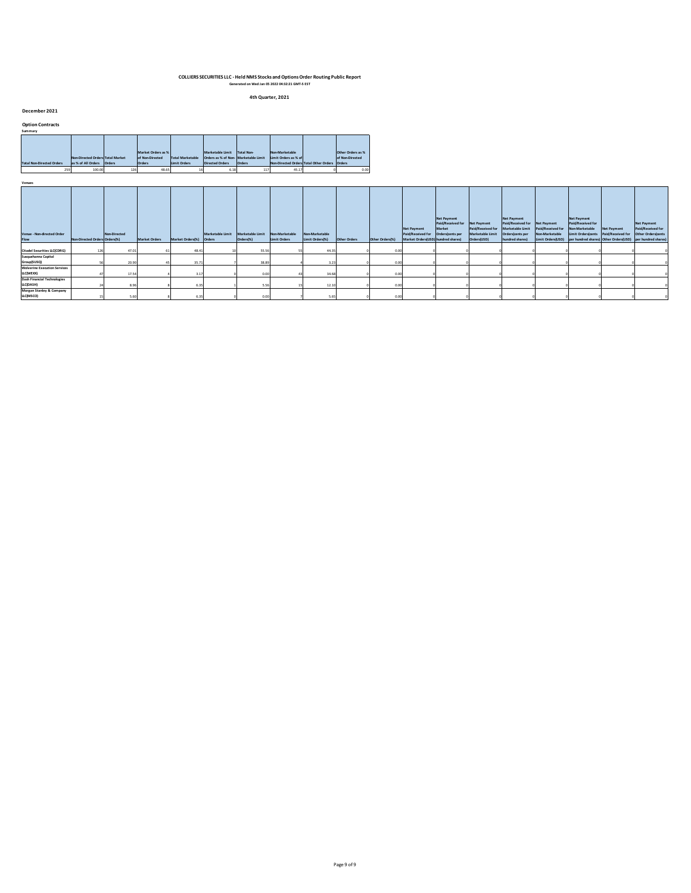# COLLIERS SECURITIES LLC - Held NMS Stocks and Options Order Routing Public Report

Generated on Wed Jan 05 2022 04:32:21 GMT-5 EST

### 4th Quarter, 2021

## December 2021

### Option Contracts

Summary

| Total Non-Directed Orders | Non-Directed Orders as % of All Orders | Total Market Orders | Market Orders as % of Non-Directed Orders | Total Marketable Limit Orders | Marketable Limit Orders as % of Non-Directed Orders | Total Non-Marketable Limit Orders | Non-Marketable Limit Orders as % of Non-Directed Orders | Total Other Orders | Other Orders as % of Non-Directed Orders |
|---|---|---|---|---|---|---|---|---|---|
| 259 | 100.00 | 126 | 48.65 | 16 | 6.18 | 117 | 45.17 | 0 | 0.00 |

Venues

| Venue - Non-directed Order Flow | Non-Directed Orders | Non-Directed Orders(%) | Market Orders | Market Orders(%) | Marketable Limit Orders | Marketable Limit Orders(%) | Non-Marketable Limit Orders | Non-Marketable Limit Orders(%) | Other Orders | Other Orders(%) | Net Payment Paid/Received for Market Orders(USD) | Net Payment Paid/Received for Market Orders(cents per hundred shares) | Net Payment Paid/Received for Marketable Limit Orders(USD) | Net Payment Paid/Received for Marketable Limit Orders(cents per hundred shares) | Net Payment Paid/Received for Non-Marketable Limit Orders(USD) | Net Payment Paid/Received for Non-Marketable Limit Orders(cents per hundred shares) | Net Payment Paid/Received for Other Orders(USD) | Net Payment Paid/Received for Other Orders(cents per hundred shares) |
|---|---|---|---|---|---|---|---|---|---|---|---|---|---|---|---|---|---|---|
| Citadel Securities LLC(CDRG) | 126 | 47.01 | 61 | 48.41 | 10 | 55.56 | 55 | 44.35 | 0 | 0.00 | 0 | 0 | 0 | 0 | 0 | 0 | 0 | 0 |
| Susquehanna Capital Group(SUSQ) | 56 | 20.90 | 45 | 35.71 | 7 | 38.89 | 4 | 3.23 | 0 | 0.00 | 0 | 0 | 0 | 0 | 0 | 0 | 0 | 0 |
| Wolverine Execution Services LLC(WEXX) | 47 | 17.54 | 4 | 3.17 | 0 | 0.00 | 43 | 34.68 | 0 | 0.00 | 0 | 0 | 0 | 0 | 0 | 0 | 0 | 0 |
| Dash Financial Technologies LLC(DASH) | 24 | 8.96 | 8 | 6.35 | 1 | 5.56 | 15 | 12.10 | 0 | 0.00 | 0 | 0 | 0 | 0 | 0 | 0 | 0 | 0 |
| Morgan Stanley & Company LLC(MSCO) | 15 | 5.60 | 8 | 6.35 | 0 | 0.00 | 7 | 5.65 | 0 | 0.00 | 0 | 0 | 0 | 0 | 0 | 0 | 0 | 0 |